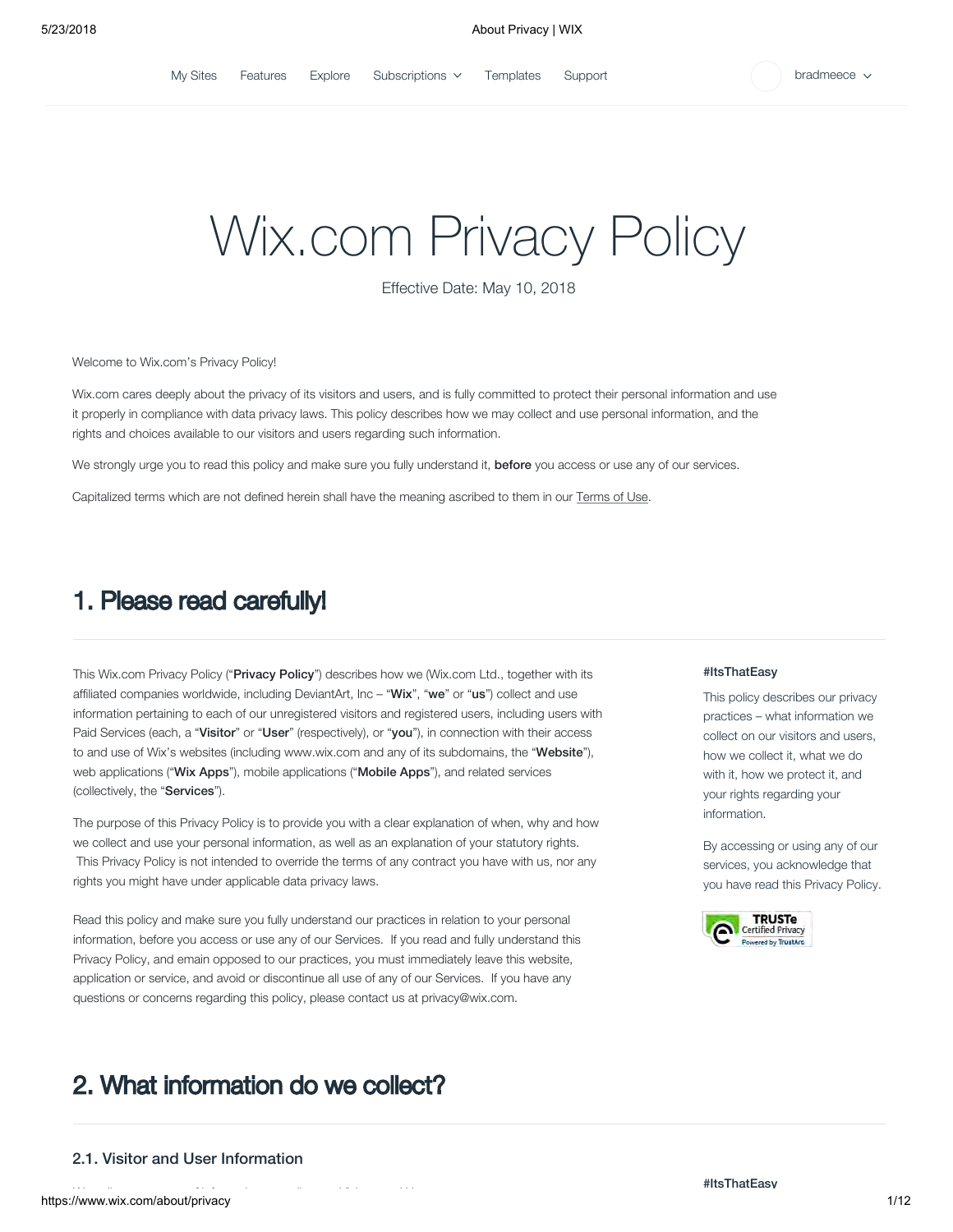# Wix.com Privacy Policy

Effective Date: May 10, 2018

Welcome to Wix.com's Privacy Policy!

Wix.com cares deeply about the privacy of its visitors and users, and is fully committed to protect their personal information and use it properly in compliance with data privacy laws. This policy describes how we may collect and use personal information, and the rights and choices available to our visitors and users regarding such information.

We strongly urge you to read this policy and make sure you fully understand it, **before** you access or use any of our services.

Capitalized terms which are not defined herein shall have the meaning ascribed to them in our Terms of Use.

## 1. Please read carefully!

This Wix.com Privacy Policy ("**Privacy Policy**") describes how we (Wix.com Ltd., together with its affiliated companies worldwide, including DeviantArt, Inc – "**Wix**", "**we**" or "**us**") collect and use information pertaining to each of our unregistered visitors and registered users, including users with Paid Services (each, a "**Visitor**" or "**User**" (respectively), or "**you**"), in connection with their access to and use of Wix's websites (including www.wix.com and any of its subdomains, the "**Website**"), web applications ("**Wix Apps**"), mobile applications ("**Mobile Apps**"), and related services (collectively, the "**Services**").

The purpose of this Privacy Policy is to provide you with a clear explanation of when, why and how we collect and use your personal information, as well as an explanation of your statutory rights. This Privacy Policy is not intended to override the terms of any contract you have with us, nor any rights you might have under applicable data privacy laws.

Read this policy and make sure you fully understand our practices in relation to your personal information, before you access or use any of our Services. If you read and fully understand this Privacy Policy, and emain opposed to our practices, you must immediately leave this website, application or service, and avoid or discontinue all use of any of our Services. If you have any questions or concerns regarding this policy, please contact us at privacy@wix.com.

**#ItsThatEasy**

This policy describes our privacy practices – what information we collect on our visitors and users, how we collect it, what we do with it, how we protect it, and your rights regarding your information.

By accessing or using any of our services, you acknowledge that you have read this Privacy Policy.

TRUSTe Certified Privacy Powered by TrustArc

## 2. What information do we collect?

### 2.1. Visitor and User Information

**#ItsThatEasy**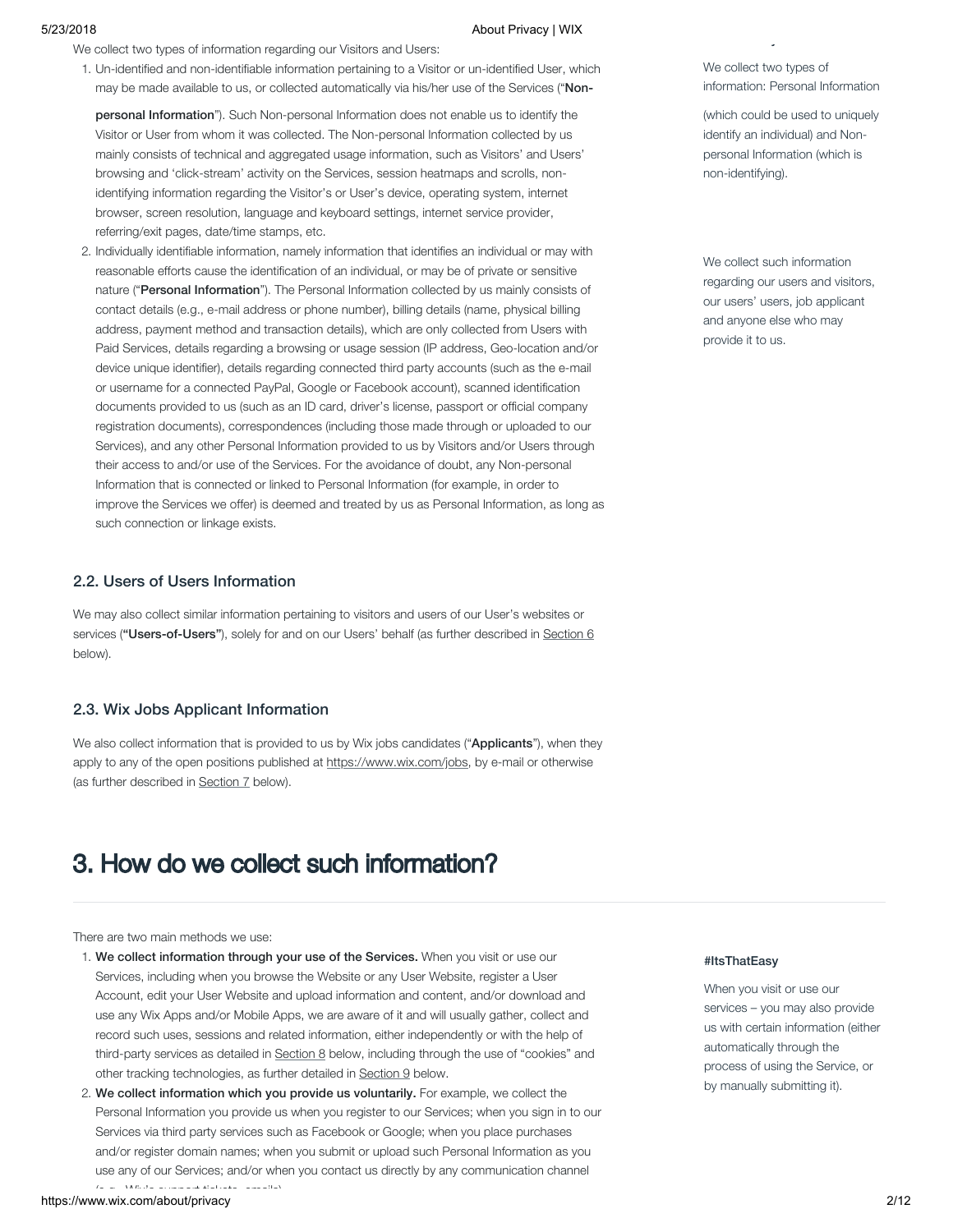We collect two types of information regarding our Visitors and Users:

1. Un-identified and non-identifiable information pertaining to a Visitor or un-identified User, which may be made available to us, or collected automatically via his/her use of the Services ("**Non-personal Information**"). Such Non-personal Information does not enable us to identify the Visitor or User from whom it was collected. The Non-personal Information collected by us mainly consists of technical and aggregated usage information, such as Visitors' and Users' browsing and 'click-stream' activity on the Services, session heatmaps and scrolls, non-identifying information regarding the Visitor's or User's device, operating system, internet browser, screen resolution, language and keyboard settings, internet service provider, referring/exit pages, date/time stamps, etc.
2. Individually identifiable information, namely information that identifies an individual or may with reasonable efforts cause the identification of an individual, or may be of private or sensitive nature ("**Personal Information**"). The Personal Information collected by us mainly consists of contact details (e.g., e-mail address or phone number), billing details (name, physical billing address, payment method and transaction details), which are only collected from Users with Paid Services, details regarding a browsing or usage session (IP address, Geo-location and/or device unique identifier), details regarding connected third party accounts (such as the e-mail or username for a connected PayPal, Google or Facebook account), scanned identification documents provided to us (such as an ID card, driver's license, passport or official company registration documents), correspondences (including those made through or uploaded to our Services), and any other Personal Information provided to us by Visitors and/or Users through their access to and/or use of the Services. For the avoidance of doubt, any Non-personal Information that is connected or linked to Personal Information (for example, in order to improve the Services we offer) is deemed and treated by us as Personal Information, as long as such connection or linkage exists.

We collect two types of information: Personal Information (which could be used to uniquely identify an individual) and Non-personal Information (which is non-identifying).

We collect such information regarding our users and visitors, our users' users, job applicant and anyone else who may provide it to us.

### 2.2. Users of Users Information

We may also collect similar information pertaining to visitors and users of our User's websites or services (**"Users-of-Users"**), solely for and on our Users' behalf (as further described in Section 6 below).

### 2.3. Wix Jobs Applicant Information

We also collect information that is provided to us by Wix jobs candidates ("**Applicants**"), when they apply to any of the open positions published at https://www.wix.com/jobs, by e-mail or otherwise (as further described in Section 7 below).

# 3. How do we collect such information?

There are two main methods we use:

1. **We collect information through your use of the Services.** When you visit or use our Services, including when you browse the Website or any User Website, register a User Account, edit your User Website and upload information and content, and/or download and use any Wix Apps and/or Mobile Apps, we are aware of it and will usually gather, collect and record such uses, sessions and related information, either independently or with the help of third-party services as detailed in Section 8 below, including through the use of "cookies" and other tracking technologies, as further detailed in Section 9 below.
2. **We collect information which you provide us voluntarily.** For example, we collect the Personal Information you provide us when you register to our Services; when you sign in to our Services via third party services such as Facebook or Google; when you place purchases and/or register domain names; when you submit or upload such Personal Information as you use any of our Services; and/or when you contact us directly by any communication channel (e.g., Wix's support tickets, emails).

**#ItsThatEasy**

When you visit or use our services – you may also provide us with certain information (either automatically through the process of using the Service, or by manually submitting it).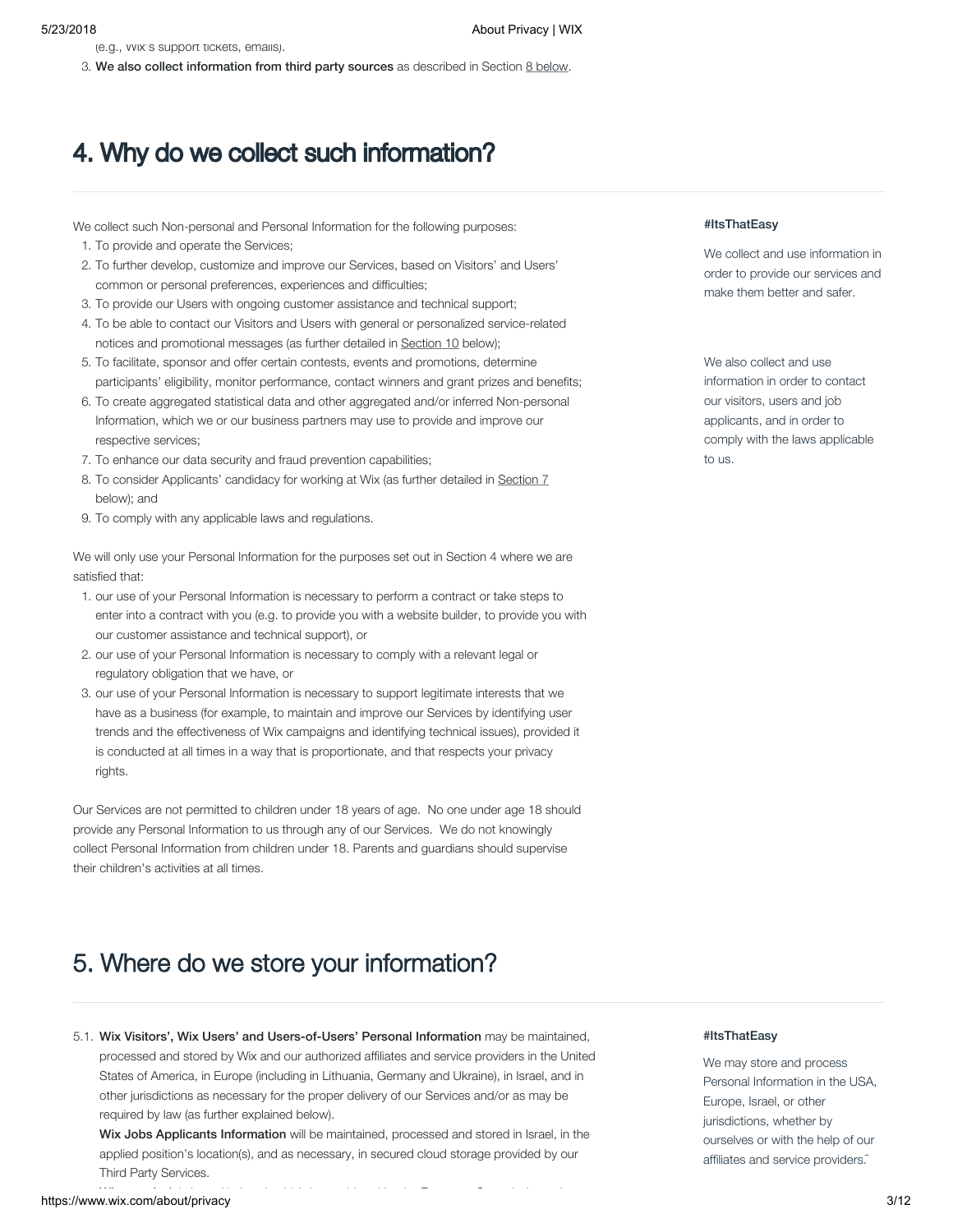(e.g., Wix's support tickets, emails).

3. **We also collect information from third party sources** as described in Section 8 below.

## 4. Why do we collect such information?

We collect such Non-personal and Personal Information for the following purposes:

1. To provide and operate the Services;
2. To further develop, customize and improve our Services, based on Visitors' and Users' common or personal preferences, experiences and difficulties;
3. To provide our Users with ongoing customer assistance and technical support;
4. To be able to contact our Visitors and Users with general or personalized service-related notices and promotional messages (as further detailed in Section 10 below);
5. To facilitate, sponsor and offer certain contests, events and promotions, determine participants' eligibility, monitor performance, contact winners and grant prizes and benefits;
6. To create aggregated statistical data and other aggregated and/or inferred Non-personal Information, which we or our business partners may use to provide and improve our respective services;
7. To enhance our data security and fraud prevention capabilities;
8. To consider Applicants' candidacy for working at Wix (as further detailed in Section 7 below); and
9. To comply with any applicable laws and regulations.

We will only use your Personal Information for the purposes set out in Section 4 where we are satisfied that:

1. our use of your Personal Information is necessary to perform a contract or take steps to enter into a contract with you (e.g. to provide you with a website builder, to provide you with our customer assistance and technical support), or
2. our use of your Personal Information is necessary to comply with a relevant legal or regulatory obligation that we have, or
3. our use of your Personal Information is necessary to support legitimate interests that we have as a business (for example, to maintain and improve our Services by identifying user trends and the effectiveness of Wix campaigns and identifying technical issues), provided it is conducted at all times in a way that is proportionate, and that respects your privacy rights.

Our Services are not permitted to children under 18 years of age. No one under age 18 should provide any Personal Information to us through any of our Services. We do not knowingly collect Personal Information from children under 18. Parents and guardians should supervise their children's activities at all times.

**#ItsThatEasy**

We collect and use information in order to provide our services and make them better and safer.

We also collect and use information in order to contact our visitors, users and job applicants, and in order to comply with the laws applicable to us.

## 5. Where do we store your information?

5.1. **Wix Visitors', Wix Users' and Users-of-Users' Personal Information** may be maintained, processed and stored by Wix and our authorized affiliates and service providers in the United States of America, in Europe (including in Lithuania, Germany and Ukraine), in Israel, and in other jurisdictions as necessary for the proper delivery of our Services and/or as may be required by law (as further explained below).

**Wix Jobs Applicants Information** will be maintained, processed and stored in Israel, in the applied position's location(s), and as necessary, in secured cloud storage provided by our Third Party Services.

**#ItsThatEasy**

We may store and process Personal Information in the USA, Europe, Israel, or other jurisdictions, whether by ourselves or with the help of our affiliates and service providers.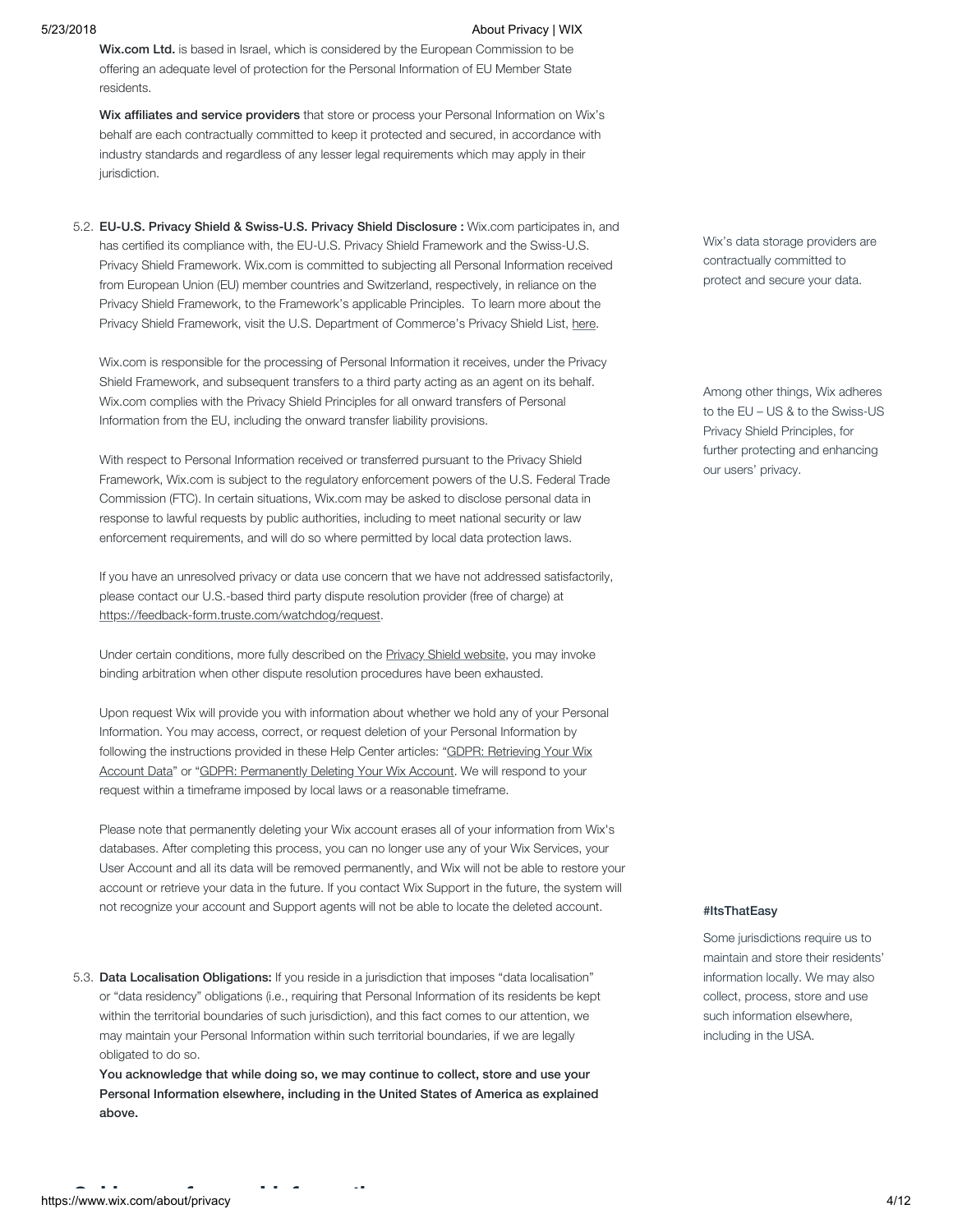**Wix.com Ltd.** is based in Israel, which is considered by the European Commission to be offering an adequate level of protection for the Personal Information of EU Member State residents.

**Wix affiliates and service providers** that store or process your Personal Information on Wix's behalf are each contractually committed to keep it protected and secured, in accordance with industry standards and regardless of any lesser legal requirements which may apply in their jurisdiction.

5.2. **EU-U.S. Privacy Shield & Swiss-U.S. Privacy Shield Disclosure :** Wix.com participates in, and has certified its compliance with, the EU-U.S. Privacy Shield Framework and the Swiss-U.S. Privacy Shield Framework. Wix.com is committed to subjecting all Personal Information received from European Union (EU) member countries and Switzerland, respectively, in reliance on the Privacy Shield Framework, to the Framework's applicable Principles. To learn more about the Privacy Shield Framework, visit the U.S. Department of Commerce's Privacy Shield List, here.

Wix's data storage providers are contractually committed to protect and secure your data.

Wix.com is responsible for the processing of Personal Information it receives, under the Privacy Shield Framework, and subsequent transfers to a third party acting as an agent on its behalf. Wix.com complies with the Privacy Shield Principles for all onward transfers of Personal Information from the EU, including the onward transfer liability provisions.

Among other things, Wix adheres to the EU – US & to the Swiss-US Privacy Shield Principles, for further protecting and enhancing our users' privacy.

With respect to Personal Information received or transferred pursuant to the Privacy Shield Framework, Wix.com is subject to the regulatory enforcement powers of the U.S. Federal Trade Commission (FTC). In certain situations, Wix.com may be asked to disclose personal data in response to lawful requests by public authorities, including to meet national security or law enforcement requirements, and will do so where permitted by local data protection laws.

If you have an unresolved privacy or data use concern that we have not addressed satisfactorily, please contact our U.S.-based third party dispute resolution provider (free of charge) at https://feedback-form.truste.com/watchdog/request.

Under certain conditions, more fully described on the Privacy Shield website, you may invoke binding arbitration when other dispute resolution procedures have been exhausted.

Upon request Wix will provide you with information about whether we hold any of your Personal Information. You may access, correct, or request deletion of your Personal Information by following the instructions provided in these Help Center articles: "GDPR: Retrieving Your Wix Account Data" or "GDPR: Permanently Deleting Your Wix Account. We will respond to your request within a timeframe imposed by local laws or a reasonable timeframe.

Please note that permanently deleting your Wix account erases all of your information from Wix's databases. After completing this process, you can no longer use any of your Wix Services, your User Account and all its data will be removed permanently, and Wix will not be able to restore your account or retrieve your data in the future. If you contact Wix Support in the future, the system will not recognize your account and Support agents will not be able to locate the deleted account.

5.3. **Data Localisation Obligations:** If you reside in a jurisdiction that imposes "data localisation" or "data residency" obligations (i.e., requiring that Personal Information of its residents be kept within the territorial boundaries of such jurisdiction), and this fact comes to our attention, we may maintain your Personal Information within such territorial boundaries, if we are legally obligated to do so.
**You acknowledge that while doing so, we may continue to collect, store and use your Personal Information elsewhere, including in the United States of America as explained above.**

**#ItsThatEasy**

Some jurisdictions require us to maintain and store their residents' information locally. We may also collect, process, store and use such information elsewhere, including in the USA.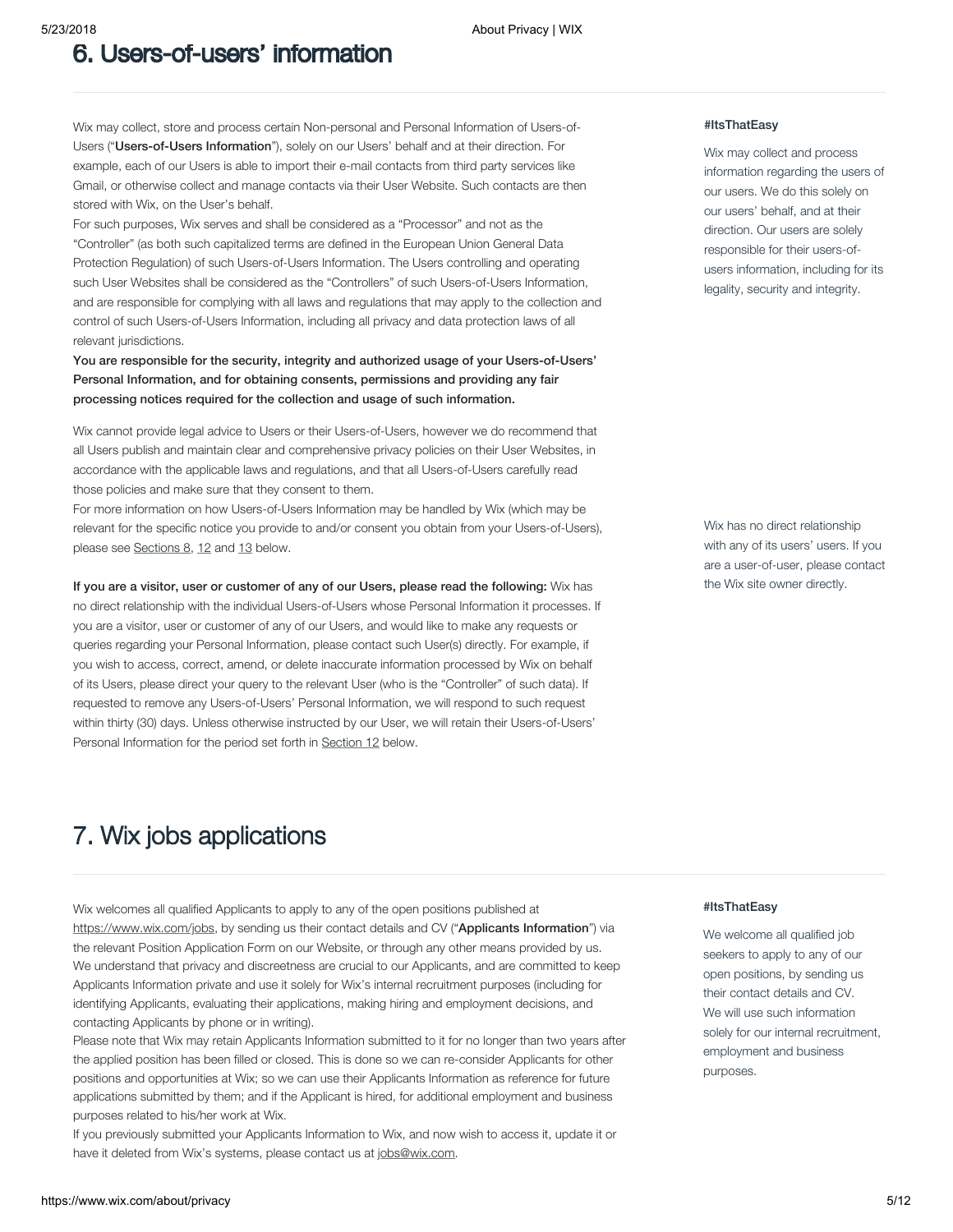## 6. Users-of-users' information

Wix may collect, store and process certain Non-personal and Personal Information of Users-of-Users ("**Users-of-Users Information**"), solely on our Users' behalf and at their direction. For example, each of our Users is able to import their e-mail contacts from third party services like Gmail, or otherwise collect and manage contacts via their User Website. Such contacts are then stored with Wix, on the User's behalf.

For such purposes, Wix serves and shall be considered as a "Processor" and not as the "Controller" (as both such capitalized terms are defined in the European Union General Data Protection Regulation) of such Users-of-Users Information. The Users controlling and operating such User Websites shall be considered as the "Controllers" of such Users-of-Users Information, and are responsible for complying with all laws and regulations that may apply to the collection and control of such Users-of-Users Information, including all privacy and data protection laws of all relevant jurisdictions.

**You are responsible for the security, integrity and authorized usage of your Users-of-Users' Personal Information, and for obtaining consents, permissions and providing any fair processing notices required for the collection and usage of such information.**

Wix cannot provide legal advice to Users or their Users-of-Users, however we do recommend that all Users publish and maintain clear and comprehensive privacy policies on their User Websites, in accordance with the applicable laws and regulations, and that all Users-of-Users carefully read those policies and make sure that they consent to them.

For more information on how Users-of-Users Information may be handled by Wix (which may be relevant for the specific notice you provide to and/or consent you obtain from your Users-of-Users), please see Sections 8, 12 and 13 below.

**If you are a visitor, user or customer of any of our Users, please read the following:** Wix has no direct relationship with the individual Users-of-Users whose Personal Information it processes. If you are a visitor, user or customer of any of our Users, and would like to make any requests or queries regarding your Personal Information, please contact such User(s) directly. For example, if you wish to access, correct, amend, or delete inaccurate information processed by Wix on behalf of its Users, please direct your query to the relevant User (who is the "Controller" of such data). If requested to remove any Users-of-Users' Personal Information, we will respond to such request within thirty (30) days. Unless otherwise instructed by our User, we will retain their Users-of-Users' Personal Information for the period set forth in Section 12 below.

**#ItsThatEasy**

Wix may collect and process information regarding the users of our users. We do this solely on our users' behalf, and at their direction. Our users are solely responsible for their users-of-users information, including for its legality, security and integrity.

Wix has no direct relationship with any of its users' users. If you are a user-of-user, please contact the Wix site owner directly.

## 7. Wix jobs applications

Wix welcomes all qualified Applicants to apply to any of the open positions published at https://www.wix.com/jobs, by sending us their contact details and CV ("**Applicants Information**") via the relevant Position Application Form on our Website, or through any other means provided by us. We understand that privacy and discreetness are crucial to our Applicants, and are committed to keep Applicants Information private and use it solely for Wix's internal recruitment purposes (including for identifying Applicants, evaluating their applications, making hiring and employment decisions, and contacting Applicants by phone or in writing).

Please note that Wix may retain Applicants Information submitted to it for no longer than two years after the applied position has been filled or closed. This is done so we can re-consider Applicants for other positions and opportunities at Wix; so we can use their Applicants Information as reference for future applications submitted by them; and if the Applicant is hired, for additional employment and business purposes related to his/her work at Wix.

If you previously submitted your Applicants Information to Wix, and now wish to access it, update it or have it deleted from Wix's systems, please contact us at jobs@wix.com.

**#ItsThatEasy**

We welcome all qualified job seekers to apply to any of our open positions, by sending us their contact details and CV. We will use such information solely for our internal recruitment, employment and business purposes.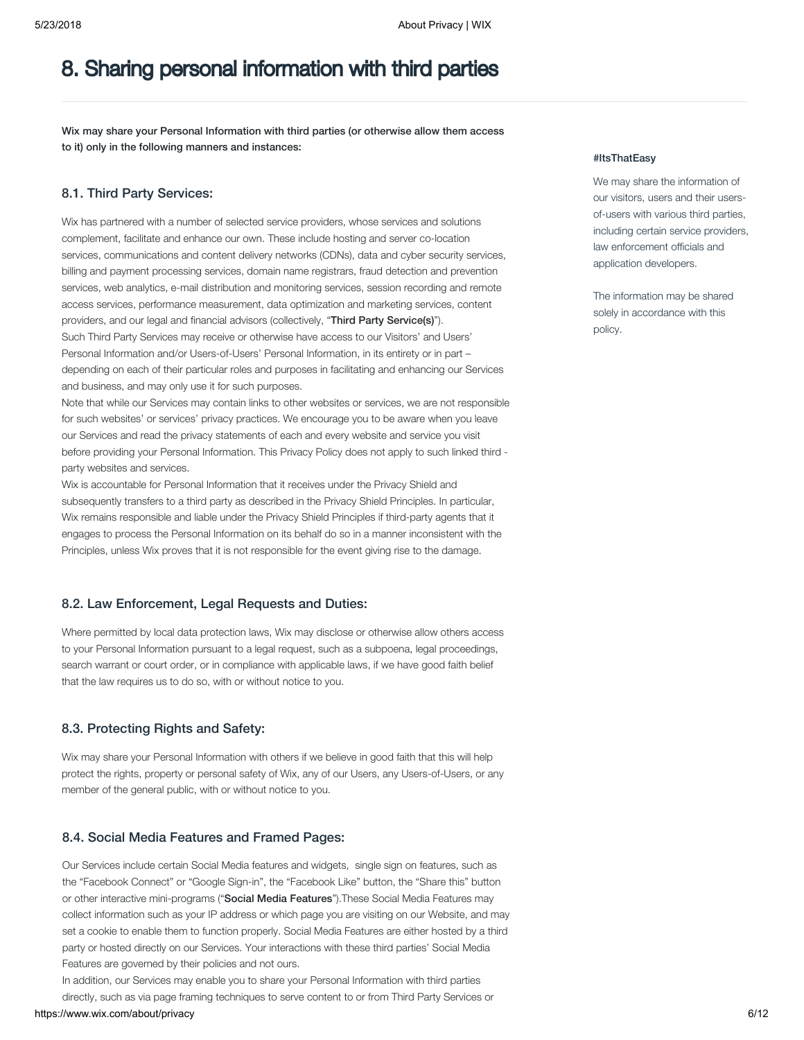# 8. Sharing personal information with third parties

**Wix may share your Personal Information with third parties (or otherwise allow them access to it) only in the following manners and instances:**

#ItsThatEasy

We may share the information of our visitors, users and their users-of-users with various third parties, including certain service providers, law enforcement officials and application developers.

The information may be shared solely in accordance with this policy.

### 8.1. Third Party Services:

Wix has partnered with a number of selected service providers, whose services and solutions complement, facilitate and enhance our own. These include hosting and server co-location services, communications and content delivery networks (CDNs), data and cyber security services, billing and payment processing services, domain name registrars, fraud detection and prevention services, web analytics, e-mail distribution and monitoring services, session recording and remote access services, performance measurement, data optimization and marketing services, content providers, and our legal and financial advisors (collectively, "**Third Party Service(s)**").

Such Third Party Services may receive or otherwise have access to our Visitors' and Users' Personal Information and/or Users-of-Users' Personal Information, in its entirety or in part – depending on each of their particular roles and purposes in facilitating and enhancing our Services and business, and may only use it for such purposes.

Note that while our Services may contain links to other websites or services, we are not responsible for such websites' or services' privacy practices. We encourage you to be aware when you leave our Services and read the privacy statements of each and every website and service you visit before providing your Personal Information. This Privacy Policy does not apply to such linked third - party websites and services.

Wix is accountable for Personal Information that it receives under the Privacy Shield and subsequently transfers to a third party as described in the Privacy Shield Principles. In particular, Wix remains responsible and liable under the Privacy Shield Principles if third-party agents that it engages to process the Personal Information on its behalf do so in a manner inconsistent with the Principles, unless Wix proves that it is not responsible for the event giving rise to the damage.

### 8.2. Law Enforcement, Legal Requests and Duties:

Where permitted by local data protection laws, Wix may disclose or otherwise allow others access to your Personal Information pursuant to a legal request, such as a subpoena, legal proceedings, search warrant or court order, or in compliance with applicable laws, if we have good faith belief that the law requires us to do so, with or without notice to you.

### 8.3. Protecting Rights and Safety:

Wix may share your Personal Information with others if we believe in good faith that this will help protect the rights, property or personal safety of Wix, any of our Users, any Users-of-Users, or any member of the general public, with or without notice to you.

### 8.4. Social Media Features and Framed Pages:

Our Services include certain Social Media features and widgets, single sign on features, such as the "Facebook Connect" or "Google Sign-in", the "Facebook Like" button, the "Share this" button or other interactive mini-programs ("**Social Media Features**").These Social Media Features may collect information such as your IP address or which page you are visiting on our Website, and may set a cookie to enable them to function properly. Social Media Features are either hosted by a third party or hosted directly on our Services. Your interactions with these third parties' Social Media Features are governed by their policies and not ours.

In addition, our Services may enable you to share your Personal Information with third parties directly, such as via page framing techniques to serve content to or from Third Party Services or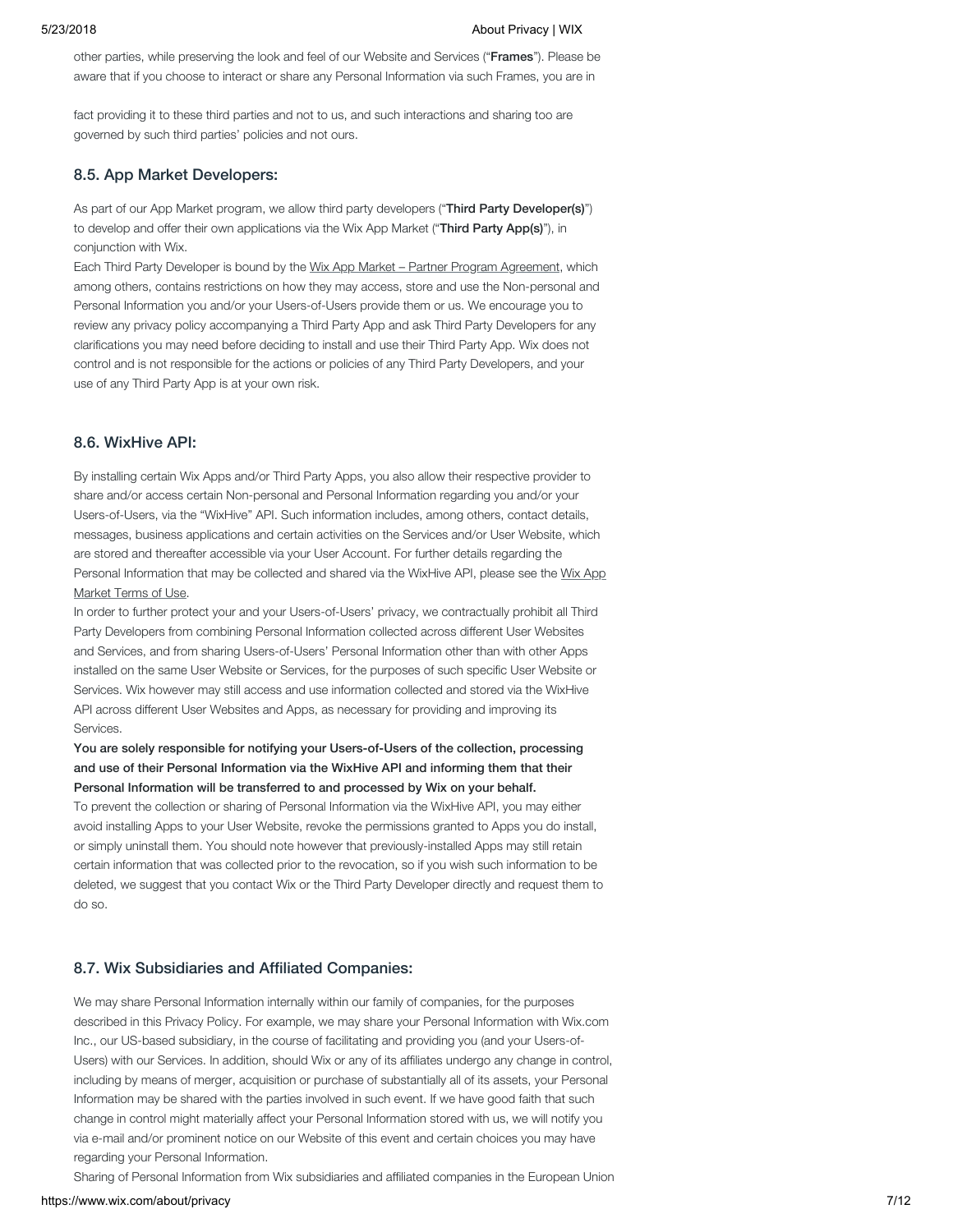other parties, while preserving the look and feel of our Website and Services ("**Frames**"). Please be aware that if you choose to interact or share any Personal Information via such Frames, you are in fact providing it to these third parties and not to us, and such interactions and sharing too are governed by such third parties' policies and not ours.

### 8.5. App Market Developers:

As part of our App Market program, we allow third party developers ("**Third Party Developer(s)**") to develop and offer their own applications via the Wix App Market ("**Third Party App(s)**"), in conjunction with Wix.

Each Third Party Developer is bound by the Wix App Market – Partner Program Agreement, which among others, contains restrictions on how they may access, store and use the Non-personal and Personal Information you and/or your Users-of-Users provide them or us. We encourage you to review any privacy policy accompanying a Third Party App and ask Third Party Developers for any clarifications you may need before deciding to install and use their Third Party App. Wix does not control and is not responsible for the actions or policies of any Third Party Developers, and your use of any Third Party App is at your own risk.

### 8.6. WixHive API:

By installing certain Wix Apps and/or Third Party Apps, you also allow their respective provider to share and/or access certain Non-personal and Personal Information regarding you and/or your Users-of-Users, via the "WixHive" API. Such information includes, among others, contact details, messages, business applications and certain activities on the Services and/or User Website, which are stored and thereafter accessible via your User Account. For further details regarding the Personal Information that may be collected and shared via the WixHive API, please see the Wix App Market Terms of Use.

In order to further protect your and your Users-of-Users' privacy, we contractually prohibit all Third Party Developers from combining Personal Information collected across different User Websites and Services, and from sharing Users-of-Users' Personal Information other than with other Apps installed on the same User Website or Services, for the purposes of such specific User Website or Services. Wix however may still access and use information collected and stored via the WixHive API across different User Websites and Apps, as necessary for providing and improving its Services.

**You are solely responsible for notifying your Users-of-Users of the collection, processing and use of their Personal Information via the WixHive API and informing them that their Personal Information will be transferred to and processed by Wix on your behalf.**

To prevent the collection or sharing of Personal Information via the WixHive API, you may either avoid installing Apps to your User Website, revoke the permissions granted to Apps you do install, or simply uninstall them. You should note however that previously-installed Apps may still retain certain information that was collected prior to the revocation, so if you wish such information to be deleted, we suggest that you contact Wix or the Third Party Developer directly and request them to do so.

### 8.7. Wix Subsidiaries and Affiliated Companies:

We may share Personal Information internally within our family of companies, for the purposes described in this Privacy Policy. For example, we may share your Personal Information with Wix.com Inc., our US-based subsidiary, in the course of facilitating and providing you (and your Users-of-Users) with our Services. In addition, should Wix or any of its affiliates undergo any change in control, including by means of merger, acquisition or purchase of substantially all of its assets, your Personal Information may be shared with the parties involved in such event. If we have good faith that such change in control might materially affect your Personal Information stored with us, we will notify you via e-mail and/or prominent notice on our Website of this event and certain choices you may have regarding your Personal Information.

Sharing of Personal Information from Wix subsidiaries and affiliated companies in the European Union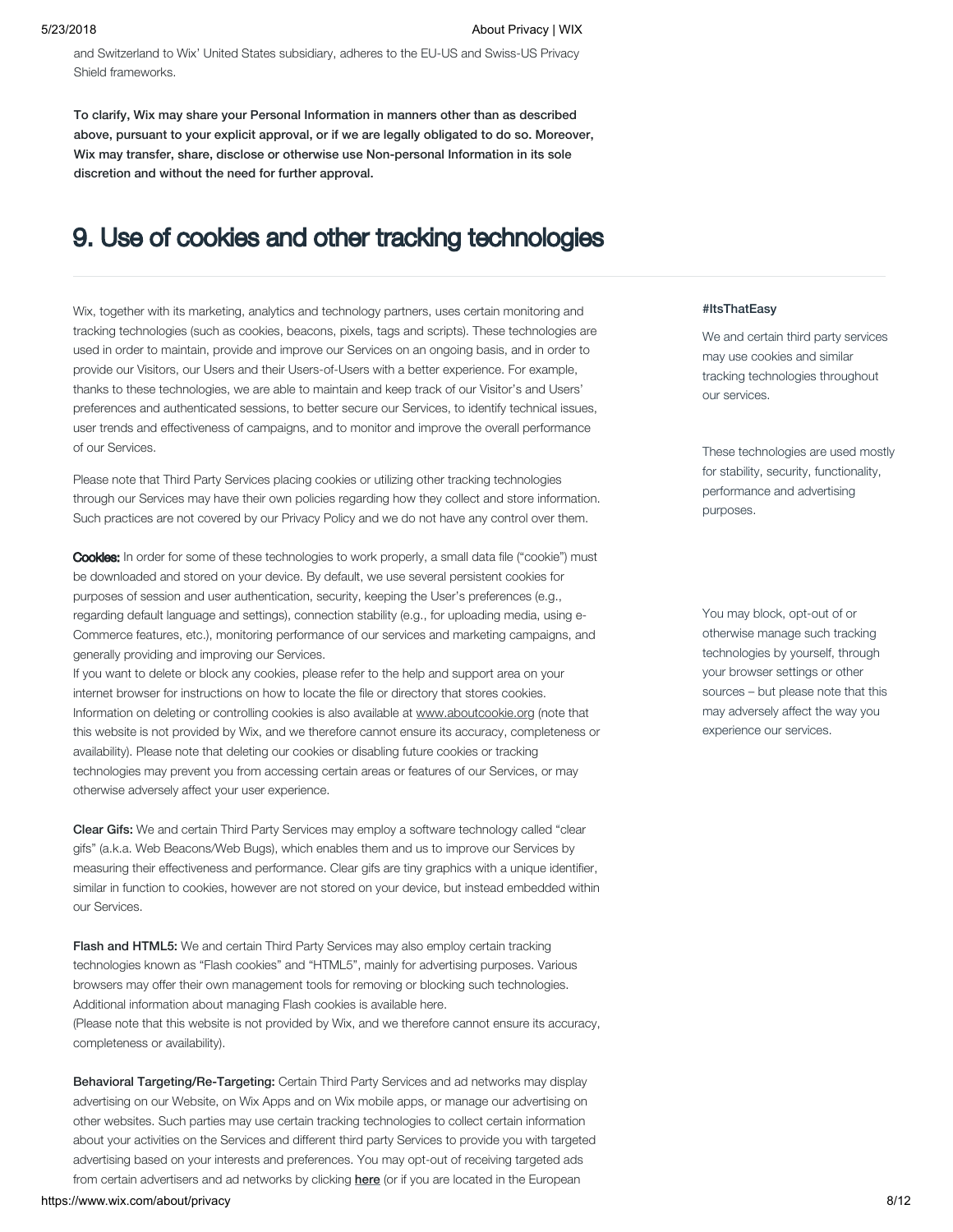and Switzerland to Wix' United States subsidiary, adheres to the EU-US and Swiss-US Privacy Shield frameworks.

**To clarify, Wix may share your Personal Information in manners other than as described above, pursuant to your explicit approval, or if we are legally obligated to do so. Moreover, Wix may transfer, share, disclose or otherwise use Non-personal Information in its sole discretion and without the need for further approval.**

# 9. Use of cookies and other tracking technologies

Wix, together with its marketing, analytics and technology partners, uses certain monitoring and tracking technologies (such as cookies, beacons, pixels, tags and scripts). These technologies are used in order to maintain, provide and improve our Services on an ongoing basis, and in order to provide our Visitors, our Users and their Users-of-Users with a better experience. For example, thanks to these technologies, we are able to maintain and keep track of our Visitor's and Users' preferences and authenticated sessions, to better secure our Services, to identify technical issues, user trends and effectiveness of campaigns, and to monitor and improve the overall performance of our Services.

Please note that Third Party Services placing cookies or utilizing other tracking technologies through our Services may have their own policies regarding how they collect and store information. Such practices are not covered by our Privacy Policy and we do not have any control over them.

**Cookies:** In order for some of these technologies to work properly, a small data file ("cookie") must be downloaded and stored on your device. By default, we use several persistent cookies for purposes of session and user authentication, security, keeping the User's preferences (e.g., regarding default language and settings), connection stability (e.g., for uploading media, using e-Commerce features, etc.), monitoring performance of our services and marketing campaigns, and generally providing and improving our Services.
If you want to delete or block any cookies, please refer to the help and support area on your internet browser for instructions on how to locate the file or directory that stores cookies. Information on deleting or controlling cookies is also available at www.aboutcookie.org (note that this website is not provided by Wix, and we therefore cannot ensure its accuracy, completeness or availability). Please note that deleting our cookies or disabling future cookies or tracking technologies may prevent you from accessing certain areas or features of our Services, or may otherwise adversely affect your user experience.

**Clear Gifs:** We and certain Third Party Services may employ a software technology called "clear gifs" (a.k.a. Web Beacons/Web Bugs), which enables them and us to improve our Services by measuring their effectiveness and performance. Clear gifs are tiny graphics with a unique identifier, similar in function to cookies, however are not stored on your device, but instead embedded within our Services.

**Flash and HTML5:** We and certain Third Party Services may also employ certain tracking technologies known as "Flash cookies" and "HTML5", mainly for advertising purposes. Various browsers may offer their own management tools for removing or blocking such technologies. Additional information about managing Flash cookies is available here.
(Please note that this website is not provided by Wix, and we therefore cannot ensure its accuracy, completeness or availability).

**Behavioral Targeting/Re-Targeting:** Certain Third Party Services and ad networks may display advertising on our Website, on Wix Apps and on Wix mobile apps, or manage our advertising on other websites. Such parties may use certain tracking technologies to collect certain information about your activities on the Services and different third party Services to provide you with targeted advertising based on your interests and preferences. You may opt-out of receiving targeted ads from certain advertisers and ad networks by clicking **here** (or if you are located in the European

**#ItsThatEasy**

We and certain third party services may use cookies and similar tracking technologies throughout our services.

These technologies are used mostly for stability, security, functionality, performance and advertising purposes.

You may block, opt-out of or otherwise manage such tracking technologies by yourself, through your browser settings or other sources – but please note that this may adversely affect the way you experience our services.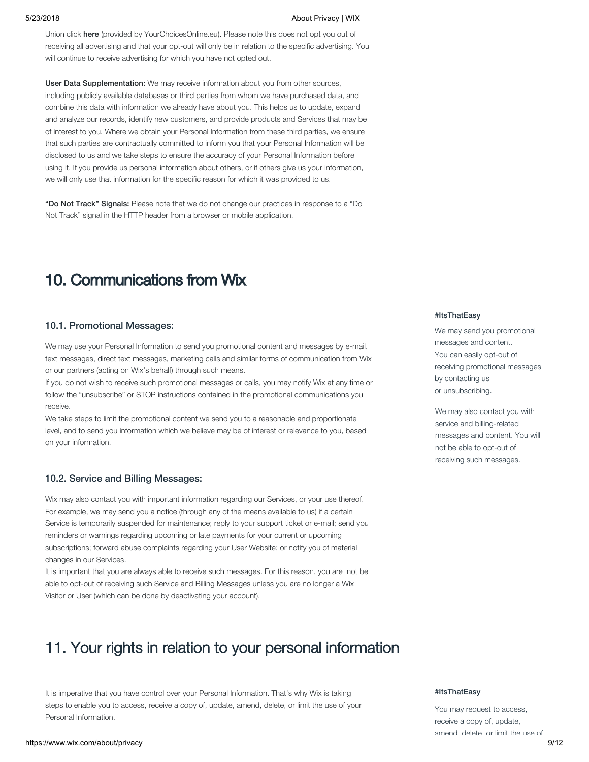Union click **here** (provided by YourChoicesOnline.eu). Please note this does not opt you out of receiving all advertising and that your opt-out will only be in relation to the specific advertising. You will continue to receive advertising for which you have not opted out.

**User Data Supplementation:** We may receive information about you from other sources, including publicly available databases or third parties from whom we have purchased data, and combine this data with information we already have about you. This helps us to update, expand and analyze our records, identify new customers, and provide products and Services that may be of interest to you. Where we obtain your Personal Information from these third parties, we ensure that such parties are contractually committed to inform you that your Personal Information will be disclosed to us and we take steps to ensure the accuracy of your Personal Information before using it. If you provide us personal information about others, or if others give us your information, we will only use that information for the specific reason for which it was provided to us.

**"Do Not Track" Signals:** Please note that we do not change our practices in response to a "Do Not Track" signal in the HTTP header from a browser or mobile application.

# 10. Communications from Wix

### 10.1. Promotional Messages:

We may use your Personal Information to send you promotional content and messages by e-mail, text messages, direct text messages, marketing calls and similar forms of communication from Wix or our partners (acting on Wix's behalf) through such means.

If you do not wish to receive such promotional messages or calls, you may notify Wix at any time or follow the "unsubscribe" or STOP instructions contained in the promotional communications you receive.

We take steps to limit the promotional content we send you to a reasonable and proportionate level, and to send you information which we believe may be of interest or relevance to you, based on your information.

### 10.2. Service and Billing Messages:

Wix may also contact you with important information regarding our Services, or your use thereof. For example, we may send you a notice (through any of the means available to us) if a certain Service is temporarily suspended for maintenance; reply to your support ticket or e-mail; send you reminders or warnings regarding upcoming or late payments for your current or upcoming subscriptions; forward abuse complaints regarding your User Website; or notify you of material changes in our Services.

It is important that you are always able to receive such messages. For this reason, you are not be able to opt-out of receiving such Service and Billing Messages unless you are no longer a Wix Visitor or User (which can be done by deactivating your account).

**#ItsThatEasy**

We may send you promotional messages and content. You can easily opt-out of receiving promotional messages by contacting us or unsubscribing.

We may also contact you with service and billing-related messages and content. You will not be able to opt-out of receiving such messages.

# 11. Your rights in relation to your personal information

It is imperative that you have control over your Personal Information. That's why Wix is taking steps to enable you to access, receive a copy of, update, amend, delete, or limit the use of your Personal Information.

**#ItsThatEasy**

You may request to access, receive a copy of, update, amend, delete, or limit the use of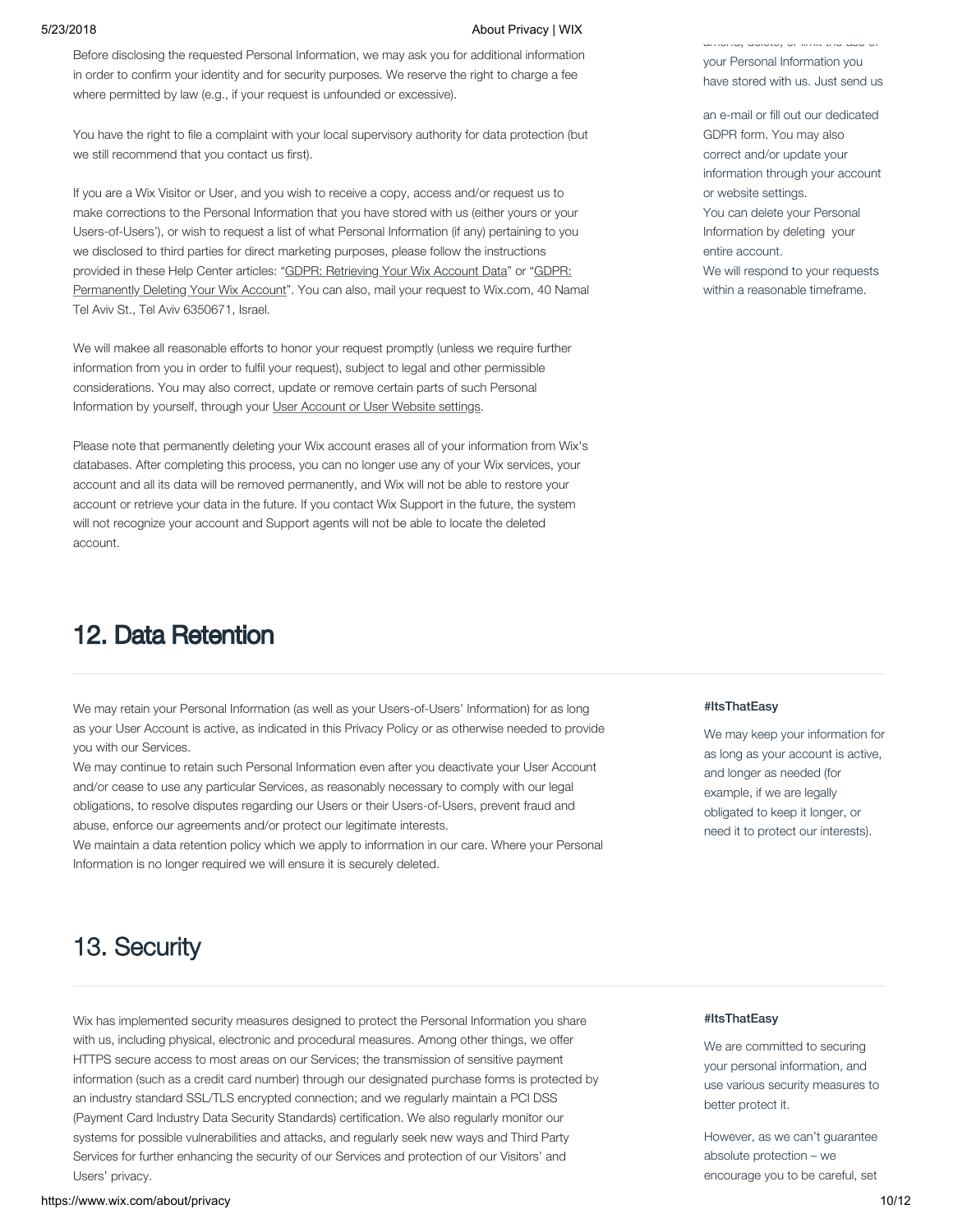Before disclosing the requested Personal Information, we may ask you for additional information in order to confirm your identity and for security purposes. We reserve the right to charge a fee where permitted by law (e.g., if your request is unfounded or excessive).

You have the right to file a complaint with your local supervisory authority for data protection (but we still recommend that you contact us first).

If you are a Wix Visitor or User, and you wish to receive a copy, access and/or request us to make corrections to the Personal Information that you have stored with us (either yours or your Users-of-Users'), or wish to request a list of what Personal Information (if any) pertaining to you we disclosed to third parties for direct marketing purposes, please follow the instructions provided in these Help Center articles: "GDPR: Retrieving Your Wix Account Data" or "GDPR: Permanently Deleting Your Wix Account". You can also, mail your request to Wix.com, 40 Namal Tel Aviv St., Tel Aviv 6350671, Israel.

We will makee all reasonable efforts to honor your request promptly (unless we require further information from you in order to fulfil your request), subject to legal and other permissible considerations. You may also correct, update or remove certain parts of such Personal Information by yourself, through your User Account or User Website settings.

Please note that permanently deleting your Wix account erases all of your information from Wix's databases. After completing this process, you can no longer use any of your Wix services, your account and all its data will be removed permanently, and Wix will not be able to restore your account or retrieve your data in the future. If you contact Wix Support in the future, the system will not recognize your account and Support agents will not be able to locate the deleted account.

amend, delete, or limit the use of your Personal Information you have stored with us. Just send us an e-mail or fill out our dedicated GDPR form. You may also correct and/or update your information through your account or website settings.
You can delete your Personal Information by deleting your entire account.
We will respond to your requests within a reasonable timeframe.

## 12. Data Retention

We may retain your Personal Information (as well as your Users-of-Users' Information) for as long as your User Account is active, as indicated in this Privacy Policy or as otherwise needed to provide you with our Services.
We may continue to retain such Personal Information even after you deactivate your User Account and/or cease to use any particular Services, as reasonably necessary to comply with our legal obligations, to resolve disputes regarding our Users or their Users-of-Users, prevent fraud and abuse, enforce our agreements and/or protect our legitimate interests.
We maintain a data retention policy which we apply to information in our care. Where your Personal Information is no longer required we will ensure it is securely deleted.

**#ItsThatEasy**

We may keep your information for as long as your account is active, and longer as needed (for example, if we are legally obligated to keep it longer, or need it to protect our interests).

## 13. Security

Wix has implemented security measures designed to protect the Personal Information you share with us, including physical, electronic and procedural measures. Among other things, we offer HTTPS secure access to most areas on our Services; the transmission of sensitive payment information (such as a credit card number) through our designated purchase forms is protected by an industry standard SSL/TLS encrypted connection; and we regularly maintain a PCI DSS (Payment Card Industry Data Security Standards) certification. We also regularly monitor our systems for possible vulnerabilities and attacks, and regularly seek new ways and Third Party Services for further enhancing the security of our Services and protection of our Visitors' and Users' privacy.

**#ItsThatEasy**

We are committed to securing your personal information, and use various security measures to better protect it.

However, as we can't guarantee absolute protection – we encourage you to be careful, set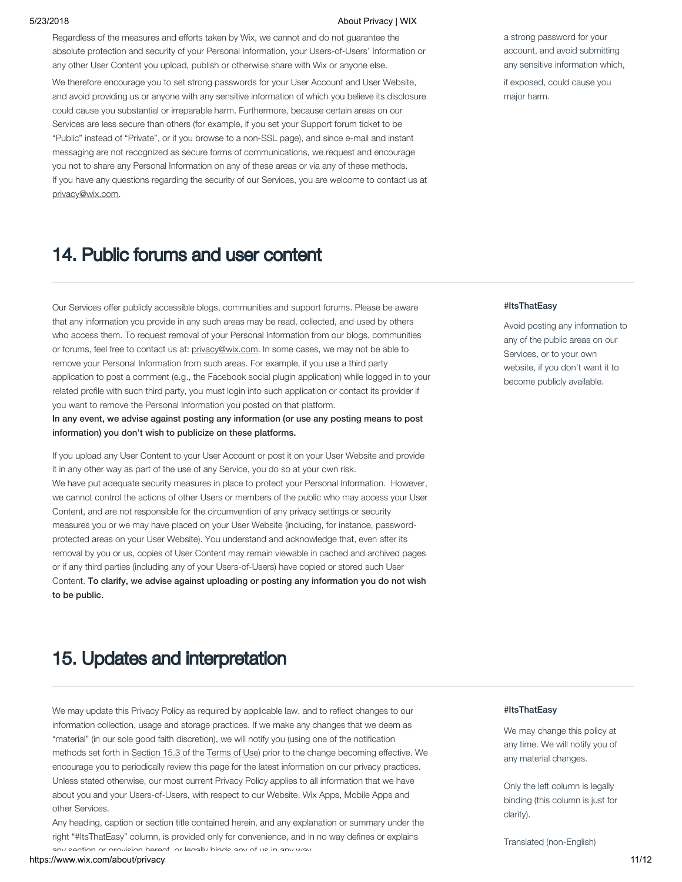Regardless of the measures and efforts taken by Wix, we cannot and do not guarantee the absolute protection and security of your Personal Information, your Users-of-Users' Information or any other User Content you upload, publish or otherwise share with Wix or anyone else.

We therefore encourage you to set strong passwords for your User Account and User Website, and avoid providing us or anyone with any sensitive information of which you believe its disclosure could cause you substantial or irreparable harm. Furthermore, because certain areas on our Services are less secure than others (for example, if you set your Support forum ticket to be "Public" instead of "Private", or if you browse to a non-SSL page), and since e-mail and instant messaging are not recognized as secure forms of communications, we request and encourage you not to share any Personal Information on any of these areas or via any of these methods.
If you have any questions regarding the security of our Services, you are welcome to contact us at privacy@wix.com.

a strong password for your account, and avoid submitting any sensitive information which, if exposed, could cause you major harm.

# 14. Public forums and user content

Our Services offer publicly accessible blogs, communities and support forums. Please be aware that any information you provide in any such areas may be read, collected, and used by others who access them. To request removal of your Personal Information from our blogs, communities or forums, feel free to contact us at: privacy@wix.com. In some cases, we may not be able to remove your Personal Information from such areas. For example, if you use a third party application to post a comment (e.g., the Facebook social plugin application) while logged in to your related profile with such third party, you must login into such application or contact its provider if you want to remove the Personal Information you posted on that platform.
**In any event, we advise against posting any information (or use any posting means to post information) you don't wish to publicize on these platforms.**

If you upload any User Content to your User Account or post it on your User Website and provide it in any other way as part of the use of any Service, you do so at your own risk.
We have put adequate security measures in place to protect your Personal Information. However, we cannot control the actions of other Users or members of the public who may access your User Content, and are not responsible for the circumvention of any privacy settings or security measures you or we may have placed on your User Website (including, for instance, password-protected areas on your User Website). You understand and acknowledge that, even after its removal by you or us, copies of User Content may remain viewable in cached and archived pages or if any third parties (including any of your Users-of-Users) have copied or stored such User Content. **To clarify, we advise against uploading or posting any information you do not wish to be public.**

**#ItsThatEasy**

Avoid posting any information to any of the public areas on our Services, or to your own website, if you don't want it to become publicly available.

# 15. Updates and interpretation

We may update this Privacy Policy as required by applicable law, and to reflect changes to our information collection, usage and storage practices. If we make any changes that we deem as "material" (in our sole good faith discretion), we will notify you (using one of the notification methods set forth in Section 15.3 of the Terms of Use) prior to the change becoming effective. We encourage you to periodically review this page for the latest information on our privacy practices. Unless stated otherwise, our most current Privacy Policy applies to all information that we have about you and your Users-of-Users, with respect to our Website, Wix Apps, Mobile Apps and other Services.
Any heading, caption or section title contained herein, and any explanation or summary under the right "#ItsThatEasy" column, is provided only for convenience, and in no way defines or explains any section or provision hereof, or legally binds any of us in any way.

**#ItsThatEasy**

We may change this policy at any time. We will notify you of any material changes.

Only the left column is legally binding (this column is just for clarity).

Translated (non-English)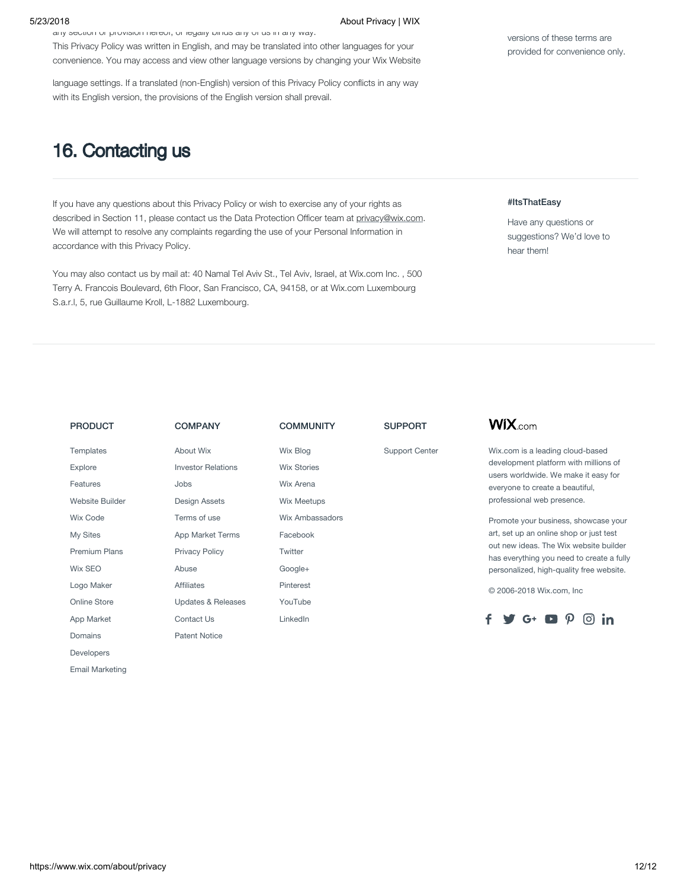any section or provision hereof, or legally binds any of us in any way.

This Privacy Policy was written in English, and may be translated into other languages for your convenience. You may access and view other language versions by changing your Wix Website language settings. If a translated (non-English) version of this Privacy Policy conflicts in any way with its English version, the provisions of the English version shall prevail.

versions of these terms are provided for convenience only.

# 16. Contacting us

If you have any questions about this Privacy Policy or wish to exercise any of your rights as described in Section 11, please contact us the Data Protection Officer team at privacy@wix.com. We will attempt to resolve any complaints regarding the use of your Personal Information in accordance with this Privacy Policy.

You may also contact us by mail at: 40 Namal Tel Aviv St., Tel Aviv, Israel, at Wix.com Inc. , 500 Terry A. Francois Boulevard, 6th Floor, San Francisco, CA, 94158, or at Wix.com Luxembourg S.a.r.l, 5, rue Guillaume Kroll, L-1882 Luxembourg.

**#ItsThatEasy**

Have any questions or suggestions? We'd love to hear them!

**PRODUCT**

- Templates
- Explore
- Features
- Website Builder
- Wix Code
- My Sites
- Premium Plans
- Wix SEO
- Logo Maker
- Online Store
- App Market
- Domains
- Developers
- Email Marketing

**COMPANY**

- About Wix
- Investor Relations
- Jobs
- Design Assets
- Terms of use
- App Market Terms
- Privacy Policy
- Abuse
- Affiliates
- Updates & Releases
- Contact Us
- Patent Notice

**COMMUNITY**

- Wix Blog
- Wix Stories
- Wix Arena
- Wix Meetups
- Wix Ambassadors
- Facebook
- Twitter
- Google+
- Pinterest
- YouTube
- LinkedIn

**SUPPORT**

- Support Center

**WIX.com**

Wix.com is a leading cloud-based development platform with millions of users worldwide. We make it easy for everyone to create a beautiful, professional web presence.

Promote your business, showcase your art, set up an online shop or just test out new ideas. The Wix website builder has everything you need to create a fully personalized, high-quality free website.

© 2006-2018 Wix.com, Inc